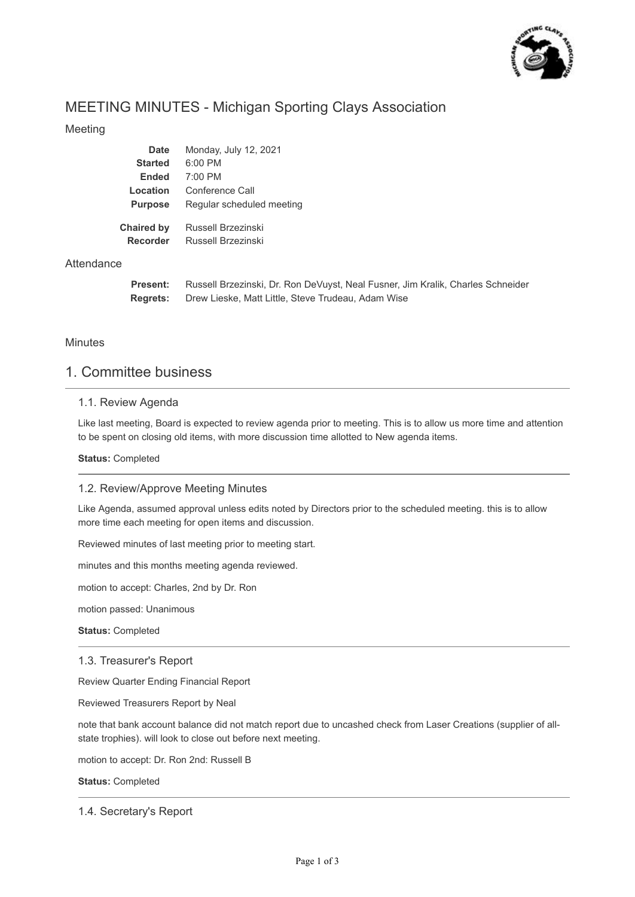# MEETING MINUTES - Michigan Sporting Clays Association

Meeting

| | |
|---|---|
| **Date** | Monday, July 12, 2021 |
| **Started** | 6:00 PM |
| **Ended** | 7:00 PM |
| **Location** | Conference Call |
| **Purpose** | Regular scheduled meeting |
| **Chaired by** | Russell Brzezinski |
| **Recorder** | Russell Brzezinski |

Attendance

**Present:** Russell Brzezinski, Dr. Ron DeVuyst, Neal Fusner, Jim Kralik, Charles Schneider

**Regrets:** Drew Lieske, Matt Little, Steve Trudeau, Adam Wise

Minutes

## 1. Committee business

### 1.1. Review Agenda

Like last meeting, Board is expected to review agenda prior to meeting. This is to allow us more time and attention to be spent on closing old items, with more discussion time allotted to New agenda items.

**Status:** Completed

### 1.2. Review/Approve Meeting Minutes

Like Agenda, assumed approval unless edits noted by Directors prior to the scheduled meeting. this is to allow more time each meeting for open items and discussion.

Reviewed minutes of last meeting prior to meeting start.

minutes and this months meeting agenda reviewed.

motion to accept: Charles, 2nd by Dr. Ron

motion passed: Unanimous

**Status:** Completed

### 1.3. Treasurer's Report

Review Quarter Ending Financial Report

Reviewed Treasurers Report by Neal

note that bank account balance did not match report due to uncashed check from Laser Creations (supplier of all-state trophies). will look to close out before next meeting.

motion to accept: Dr. Ron 2nd: Russell B

**Status:** Completed

### 1.4. Secretary's Report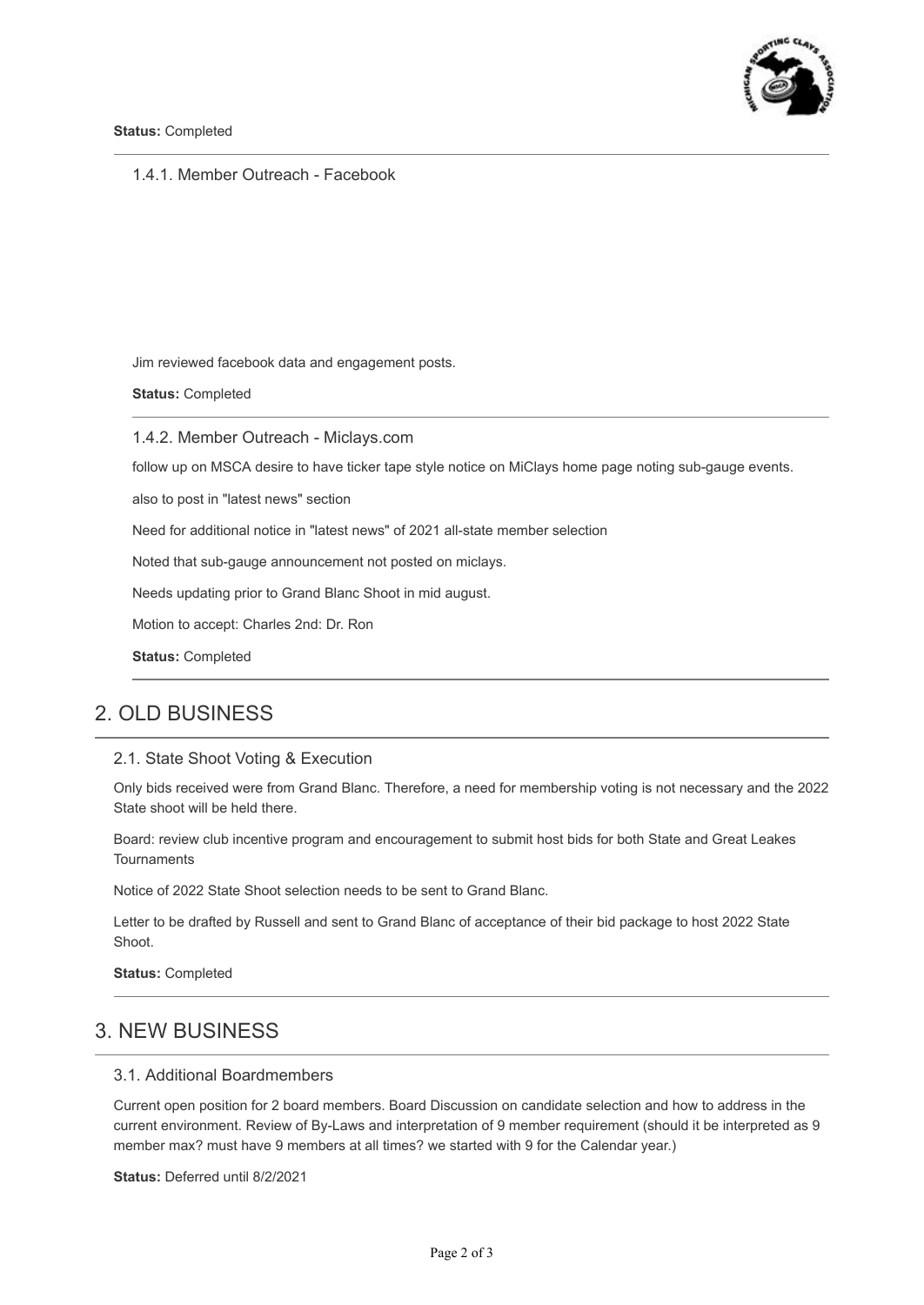**Status:** Completed

### 1.4.1. Member Outreach - Facebook

Jim reviewed facebook data and engagement posts.

**Status:** Completed

### 1.4.2. Member Outreach - Miclays.com

follow up on MSCA desire to have ticker tape style notice on MiClays home page noting sub-gauge events.

also to post in "latest news" section

Need for additional notice in "latest news" of 2021 all-state member selection

Noted that sub-gauge announcement not posted on miclays.

Needs updating prior to Grand Blanc Shoot in mid august.

Motion to accept: Charles 2nd: Dr. Ron

**Status:** Completed

## 2. OLD BUSINESS

### 2.1. State Shoot Voting & Execution

Only bids received were from Grand Blanc. Therefore, a need for membership voting is not necessary and the 2022 State shoot will be held there.

Board: review club incentive program and encouragement to submit host bids for both State and Great Leakes Tournaments

Notice of 2022 State Shoot selection needs to be sent to Grand Blanc.

Letter to be drafted by Russell and sent to Grand Blanc of acceptance of their bid package to host 2022 State Shoot.

**Status:** Completed

## 3. NEW BUSINESS

### 3.1. Additional Boardmembers

Current open position for 2 board members. Board Discussion on candidate selection and how to address in the current environment. Review of By-Laws and interpretation of 9 member requirement (should it be interpreted as 9 member max? must have 9 members at all times? we started with 9 for the Calendar year.)

**Status:** Deferred until 8/2/2021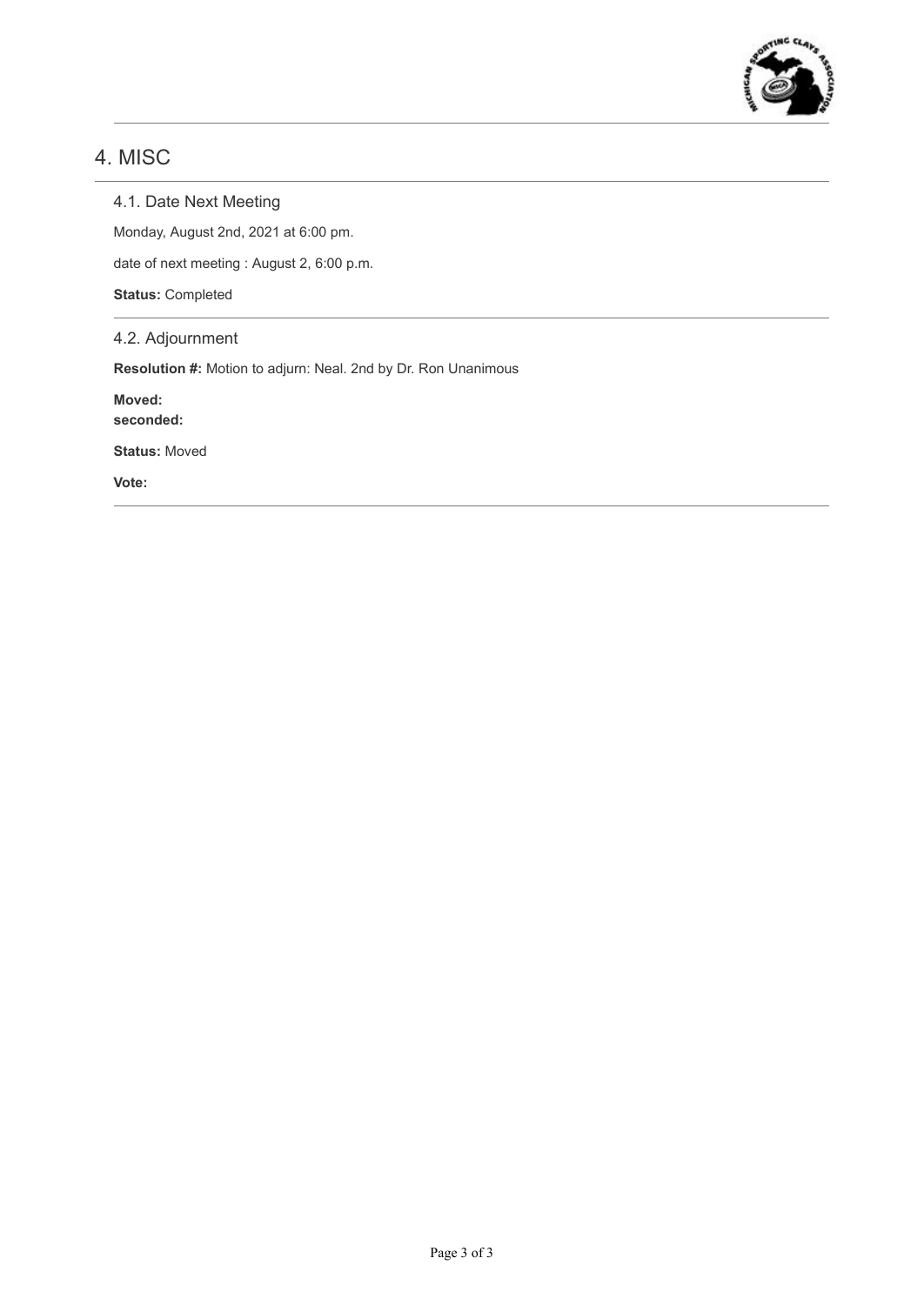# 4. MISC

## 4.1. Date Next Meeting

Monday, August 2nd, 2021 at 6:00 pm.

date of next meeting : August 2, 6:00 p.m.

**Status:** Completed

## 4.2. Adjournment

**Resolution #:** Motion to adjurn: Neal. 2nd by Dr. Ron Unanimous

**Moved:**
**seconded:**

**Status:** Moved

**Vote:**